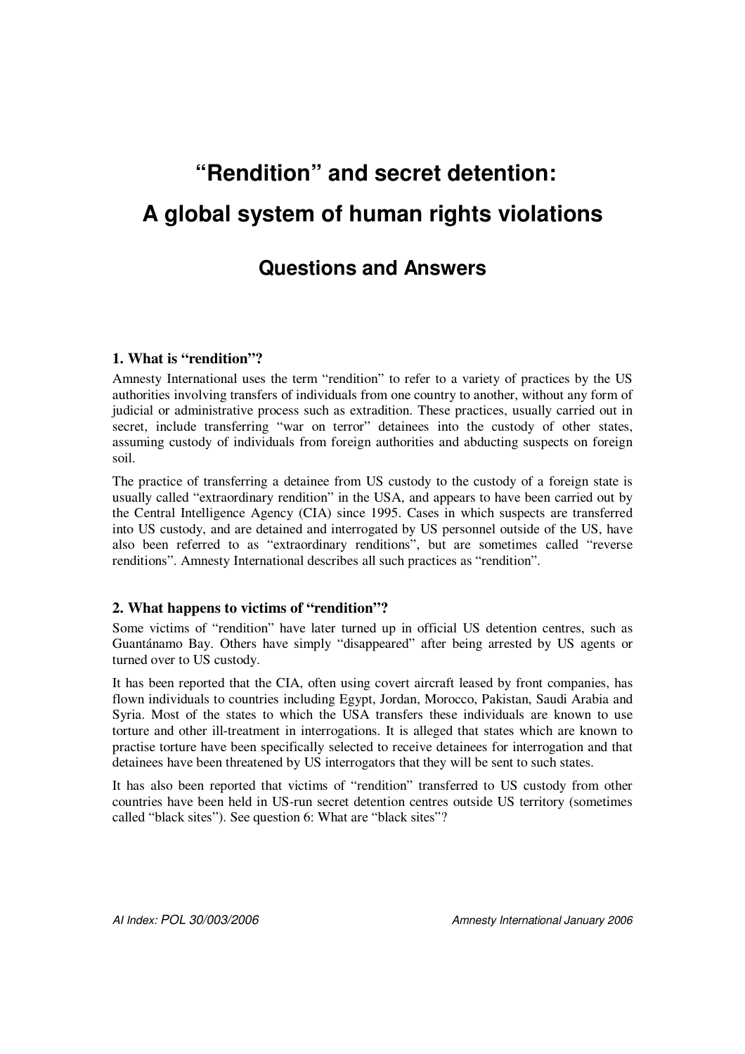# "Rendition" and secret detention:

# A global system of human rights violations

## Questions and Answers

### 1. What is "rendition"?

Amnesty International uses the term "rendition" to refer to a variety of practices by the US authorities involving transfers of individuals from one country to another, without any form of judicial or administrative process such as extradition. These practices, usually carried out in secret, include transferring "war on terror" detainees into the custody of other states, assuming custody of individuals from foreign authorities and abducting suspects on foreign soil.

The practice of transferring a detainee from US custody to the custody of a foreign state is usually called "extraordinary rendition" in the USA, and appears to have been carried out by the Central Intelligence Agency (CIA) since 1995. Cases in which suspects are transferred into US custody, and are detained and interrogated by US personnel outside of the US, have also been referred to as "extraordinary renditions", but are sometimes called "reverse renditions". Amnesty International describes all such practices as "rendition".

### 2. What happens to victims of "rendition"?

Some victims of "rendition" have later turned up in official US detention centres, such as Guantánamo Bay. Others have simply "disappeared" after being arrested by US agents or turned over to US custody.

It has been reported that the CIA, often using covert aircraft leased by front companies, has flown individuals to countries including Egypt, Jordan, Morocco, Pakistan, Saudi Arabia and Syria. Most of the states to which the USA transfers these individuals are known to use torture and other ill-treatment in interrogations. It is alleged that states which are known to practise torture have been specifically selected to receive detainees for interrogation and that detainees have been threatened by US interrogators that they will be sent to such states.

It has also been reported that victims of "rendition" transferred to US custody from other countries have been held in US-run secret detention centres outside US territory (sometimes called "black sites"). See question 6: What are "black sites"?

*AI Index: POL 30/003/2006* *Amnesty International January 2006*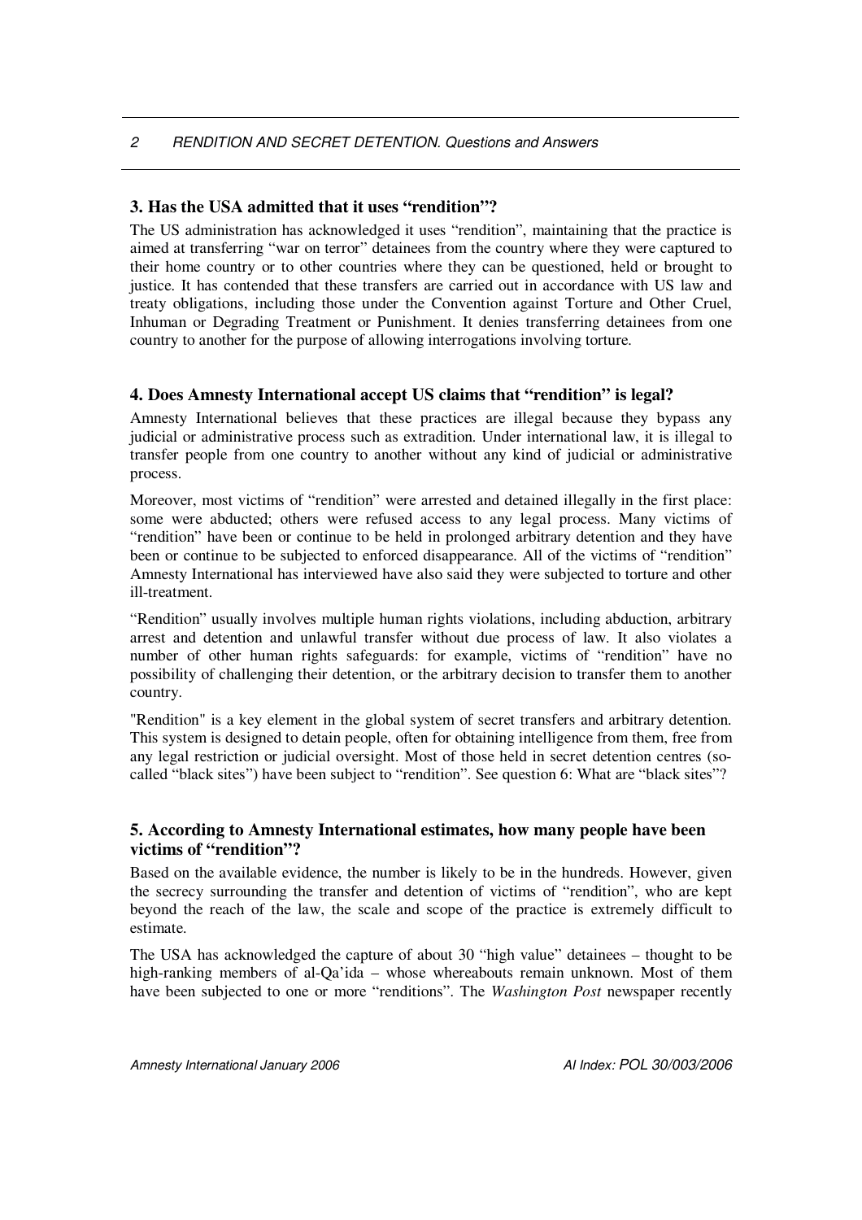### 3. Has the USA admitted that it uses "rendition"?

The US administration has acknowledged it uses "rendition", maintaining that the practice is aimed at transferring "war on terror" detainees from the country where they were captured to their home country or to other countries where they can be questioned, held or brought to justice. It has contended that these transfers are carried out in accordance with US law and treaty obligations, including those under the Convention against Torture and Other Cruel, Inhuman or Degrading Treatment or Punishment. It denies transferring detainees from one country to another for the purpose of allowing interrogations involving torture.

### 4. Does Amnesty International accept US claims that "rendition" is legal?

Amnesty International believes that these practices are illegal because they bypass any judicial or administrative process such as extradition. Under international law, it is illegal to transfer people from one country to another without any kind of judicial or administrative process.

Moreover, most victims of "rendition" were arrested and detained illegally in the first place: some were abducted; others were refused access to any legal process. Many victims of "rendition" have been or continue to be held in prolonged arbitrary detention and they have been or continue to be subjected to enforced disappearance. All of the victims of "rendition" Amnesty International has interviewed have also said they were subjected to torture and other ill-treatment.

"Rendition" usually involves multiple human rights violations, including abduction, arbitrary arrest and detention and unlawful transfer without due process of law. It also violates a number of other human rights safeguards: for example, victims of "rendition" have no possibility of challenging their detention, or the arbitrary decision to transfer them to another country.

"Rendition" is a key element in the global system of secret transfers and arbitrary detention. This system is designed to detain people, often for obtaining intelligence from them, free from any legal restriction or judicial oversight. Most of those held in secret detention centres (so-called "black sites") have been subject to "rendition". See question 6: What are "black sites"?

### 5. According to Amnesty International estimates, how many people have been victims of "rendition"?

Based on the available evidence, the number is likely to be in the hundreds. However, given the secrecy surrounding the transfer and detention of victims of "rendition", who are kept beyond the reach of the law, the scale and scope of the practice is extremely difficult to estimate.

The USA has acknowledged the capture of about 30 "high value" detainees – thought to be high-ranking members of al-Qa'ida – whose whereabouts remain unknown. Most of them have been subjected to one or more "renditions". The *Washington Post* newspaper recently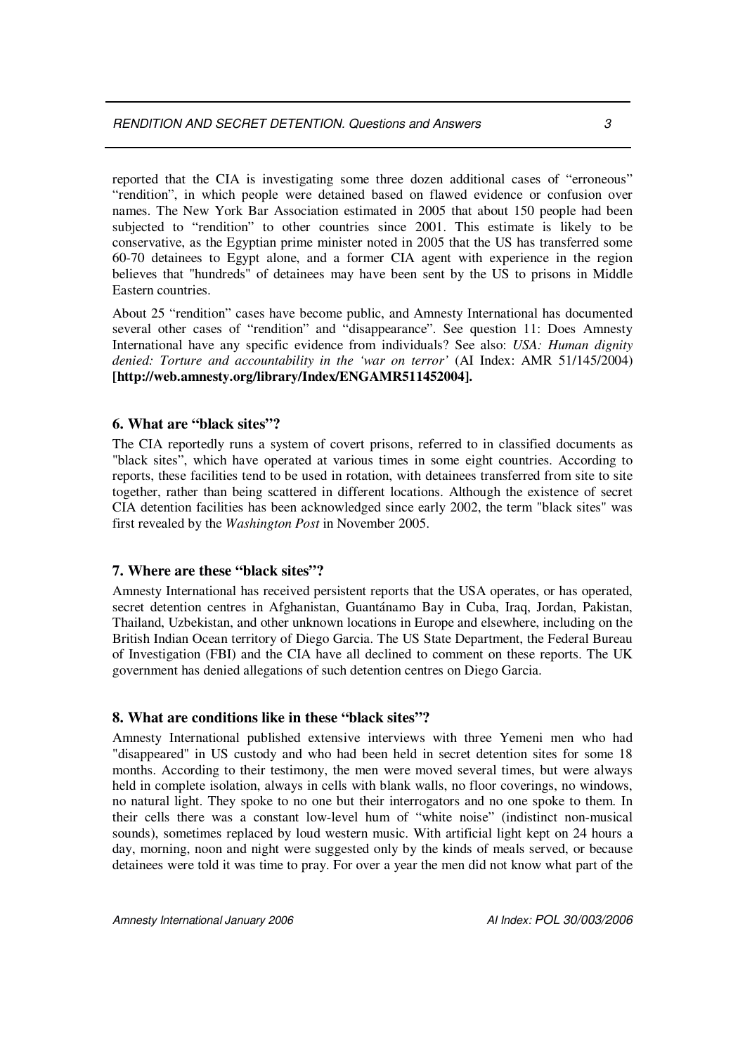reported that the CIA is investigating some three dozen additional cases of "erroneous" "rendition", in which people were detained based on flawed evidence or confusion over names. The New York Bar Association estimated in 2005 that about 150 people had been subjected to "rendition" to other countries since 2001. This estimate is likely to be conservative, as the Egyptian prime minister noted in 2005 that the US has transferred some 60-70 detainees to Egypt alone, and a former CIA agent with experience in the region believes that "hundreds" of detainees may have been sent by the US to prisons in Middle Eastern countries.

About 25 "rendition" cases have become public, and Amnesty International has documented several other cases of "rendition" and "disappearance". See question 11: Does Amnesty International have any specific evidence from individuals? See also: *USA: Human dignity denied: Torture and accountability in the 'war on terror'* (AI Index: AMR 51/145/2004) **[http://web.amnesty.org/library/Index/ENGAMR511452004].**

### 6. What are "black sites"?

The CIA reportedly runs a system of covert prisons, referred to in classified documents as "black sites", which have operated at various times in some eight countries. According to reports, these facilities tend to be used in rotation, with detainees transferred from site to site together, rather than being scattered in different locations. Although the existence of secret CIA detention facilities has been acknowledged since early 2002, the term "black sites" was first revealed by the *Washington Post* in November 2005.

### 7. Where are these "black sites"?

Amnesty International has received persistent reports that the USA operates, or has operated, secret detention centres in Afghanistan, Guantánamo Bay in Cuba, Iraq, Jordan, Pakistan, Thailand, Uzbekistan, and other unknown locations in Europe and elsewhere, including on the British Indian Ocean territory of Diego Garcia. The US State Department, the Federal Bureau of Investigation (FBI) and the CIA have all declined to comment on these reports. The UK government has denied allegations of such detention centres on Diego Garcia.

### 8. What are conditions like in these "black sites"?

Amnesty International published extensive interviews with three Yemeni men who had "disappeared" in US custody and who had been held in secret detention sites for some 18 months. According to their testimony, the men were moved several times, but were always held in complete isolation, always in cells with blank walls, no floor coverings, no windows, no natural light. They spoke to no one but their interrogators and no one spoke to them. In their cells there was a constant low-level hum of "white noise" (indistinct non-musical sounds), sometimes replaced by loud western music. With artificial light kept on 24 hours a day, morning, noon and night were suggested only by the kinds of meals served, or because detainees were told it was time to pray. For over a year the men did not know what part of the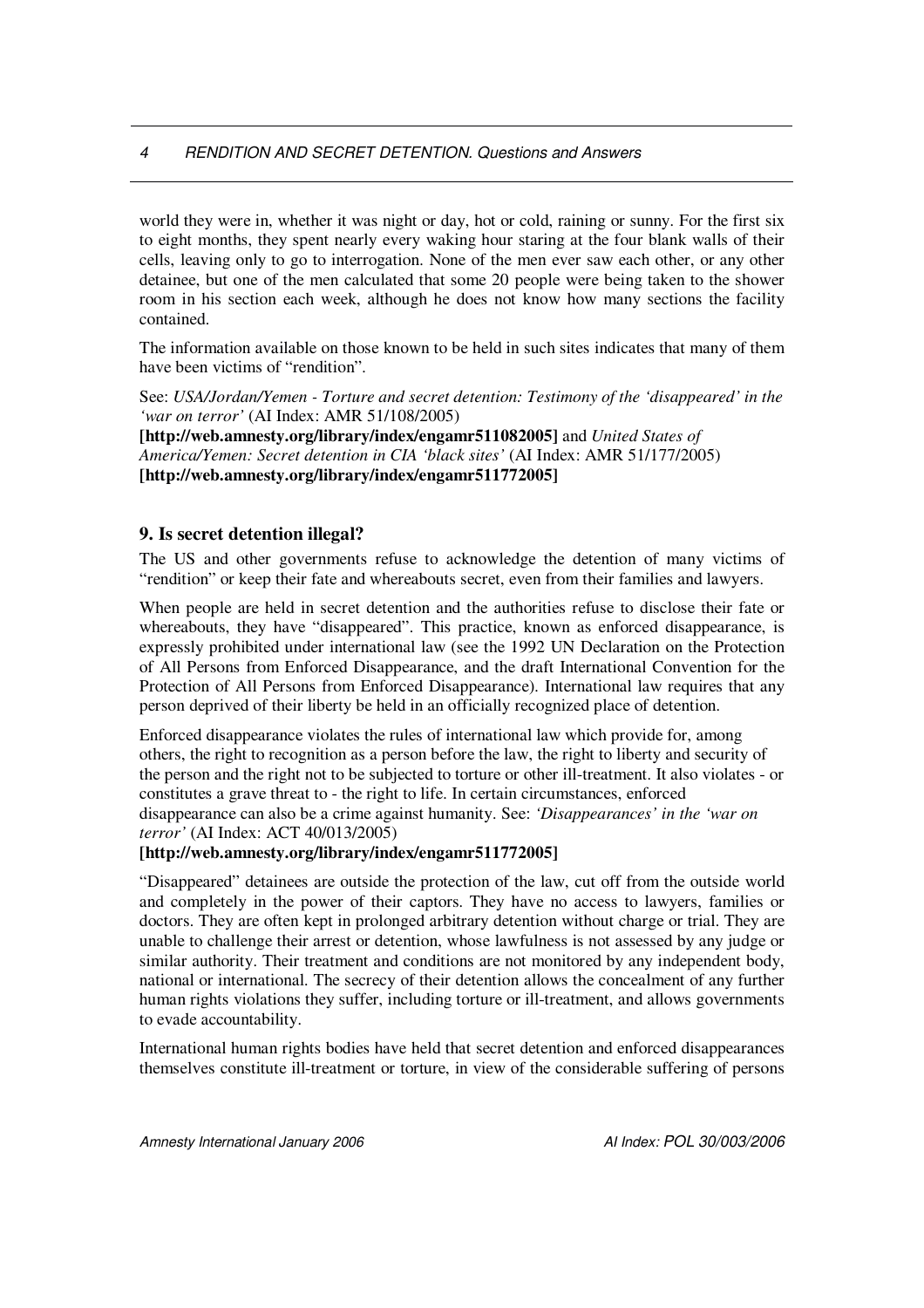world they were in, whether it was night or day, hot or cold, raining or sunny. For the first six to eight months, they spent nearly every waking hour staring at the four blank walls of their cells, leaving only to go to interrogation. None of the men ever saw each other, or any other detainee, but one of the men calculated that some 20 people were being taken to the shower room in his section each week, although he does not know how many sections the facility contained.

The information available on those known to be held in such sites indicates that many of them have been victims of "rendition".

See: *USA/Jordan/Yemen - Torture and secret detention: Testimony of the 'disappeared' in the 'war on terror'* (AI Index: AMR 51/108/2005) **[http://web.amnesty.org/library/index/engamr511082005]** and *United States of America/Yemen: Secret detention in CIA 'black sites'* (AI Index: AMR 51/177/2005) **[http://web.amnesty.org/library/index/engamr511772005]**

### 9. Is secret detention illegal?

The US and other governments refuse to acknowledge the detention of many victims of "rendition" or keep their fate and whereabouts secret, even from their families and lawyers.

When people are held in secret detention and the authorities refuse to disclose their fate or whereabouts, they have "disappeared". This practice, known as enforced disappearance, is expressly prohibited under international law (see the 1992 UN Declaration on the Protection of All Persons from Enforced Disappearance, and the draft International Convention for the Protection of All Persons from Enforced Disappearance). International law requires that any person deprived of their liberty be held in an officially recognized place of detention.

Enforced disappearance violates the rules of international law which provide for, among others, the right to recognition as a person before the law, the right to liberty and security of the person and the right not to be subjected to torture or other ill-treatment. It also violates - or constitutes a grave threat to - the right to life. In certain circumstances, enforced disappearance can also be a crime against humanity. See: *'Disappearances' in the 'war on terror'* (AI Index: ACT 40/013/2005)
**[http://web.amnesty.org/library/index/engamr511772005]**

"Disappeared" detainees are outside the protection of the law, cut off from the outside world and completely in the power of their captors. They have no access to lawyers, families or doctors. They are often kept in prolonged arbitrary detention without charge or trial. They are unable to challenge their arrest or detention, whose lawfulness is not assessed by any judge or similar authority. Their treatment and conditions are not monitored by any independent body, national or international. The secrecy of their detention allows the concealment of any further human rights violations they suffer, including torture or ill-treatment, and allows governments to evade accountability.

International human rights bodies have held that secret detention and enforced disappearances themselves constitute ill-treatment or torture, in view of the considerable suffering of persons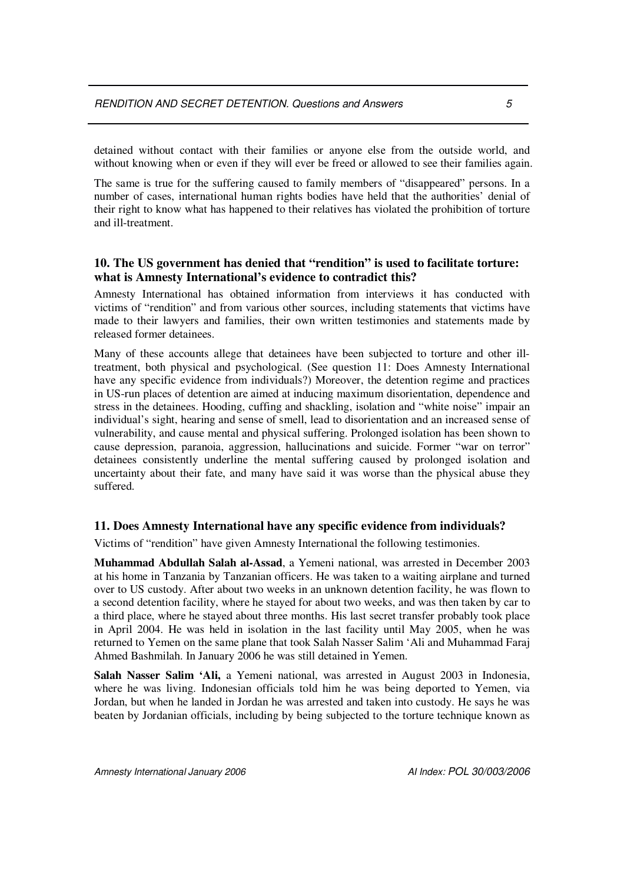detained without contact with their families or anyone else from the outside world, and without knowing when or even if they will ever be freed or allowed to see their families again.

The same is true for the suffering caused to family members of "disappeared" persons. In a number of cases, international human rights bodies have held that the authorities' denial of their right to know what has happened to their relatives has violated the prohibition of torture and ill-treatment.

### 10. The US government has denied that "rendition" is used to facilitate torture: what is Amnesty International's evidence to contradict this?

Amnesty International has obtained information from interviews it has conducted with victims of "rendition" and from various other sources, including statements that victims have made to their lawyers and families, their own written testimonies and statements made by released former detainees.

Many of these accounts allege that detainees have been subjected to torture and other ill-treatment, both physical and psychological. (See question 11: Does Amnesty International have any specific evidence from individuals?) Moreover, the detention regime and practices in US-run places of detention are aimed at inducing maximum disorientation, dependence and stress in the detainees. Hooding, cuffing and shackling, isolation and "white noise" impair an individual's sight, hearing and sense of smell, lead to disorientation and an increased sense of vulnerability, and cause mental and physical suffering. Prolonged isolation has been shown to cause depression, paranoia, aggression, hallucinations and suicide. Former "war on terror" detainees consistently underline the mental suffering caused by prolonged isolation and uncertainty about their fate, and many have said it was worse than the physical abuse they suffered.

### 11. Does Amnesty International have any specific evidence from individuals?

Victims of "rendition" have given Amnesty International the following testimonies.

**Muhammad Abdullah Salah al-Assad**, a Yemeni national, was arrested in December 2003 at his home in Tanzania by Tanzanian officers. He was taken to a waiting airplane and turned over to US custody. After about two weeks in an unknown detention facility, he was flown to a second detention facility, where he stayed for about two weeks, and was then taken by car to a third place, where he stayed about three months. His last secret transfer probably took place in April 2004. He was held in isolation in the last facility until May 2005, when he was returned to Yemen on the same plane that took Salah Nasser Salim 'Ali and Muhammad Faraj Ahmed Bashmilah. In January 2006 he was still detained in Yemen.

**Salah Nasser Salim 'Ali,** a Yemeni national, was arrested in August 2003 in Indonesia, where he was living. Indonesian officials told him he was being deported to Yemen, via Jordan, but when he landed in Jordan he was arrested and taken into custody. He says he was beaten by Jordanian officials, including by being subjected to the torture technique known as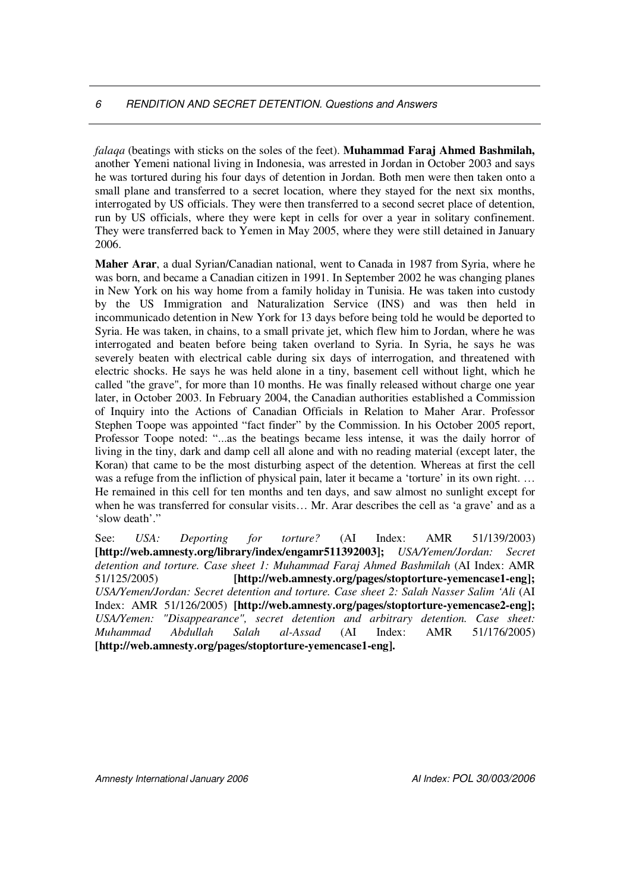*falaqa* (beatings with sticks on the soles of the feet). **Muhammad Faraj Ahmed Bashmilah,** another Yemeni national living in Indonesia, was arrested in Jordan in October 2003 and says he was tortured during his four days of detention in Jordan. Both men were then taken onto a small plane and transferred to a secret location, where they stayed for the next six months, interrogated by US officials. They were then transferred to a second secret place of detention, run by US officials, where they were kept in cells for over a year in solitary confinement. They were transferred back to Yemen in May 2005, where they were still detained in January 2006.

**Maher Arar**, a dual Syrian/Canadian national, went to Canada in 1987 from Syria, where he was born, and became a Canadian citizen in 1991. In September 2002 he was changing planes in New York on his way home from a family holiday in Tunisia. He was taken into custody by the US Immigration and Naturalization Service (INS) and was then held in incommunicado detention in New York for 13 days before being told he would be deported to Syria. He was taken, in chains, to a small private jet, which flew him to Jordan, where he was interrogated and beaten before being taken overland to Syria. In Syria, he says he was severely beaten with electrical cable during six days of interrogation, and threatened with electric shocks. He says he was held alone in a tiny, basement cell without light, which he called "the grave", for more than 10 months. He was finally released without charge one year later, in October 2003. In February 2004, the Canadian authorities established a Commission of Inquiry into the Actions of Canadian Officials in Relation to Maher Arar. Professor Stephen Toope was appointed "fact finder" by the Commission. In his October 2005 report, Professor Toope noted: "...as the beatings became less intense, it was the daily horror of living in the tiny, dark and damp cell all alone and with no reading material (except later, the Koran) that came to be the most disturbing aspect of the detention. Whereas at first the cell was a refuge from the infliction of physical pain, later it became a 'torture' in its own right. … He remained in this cell for ten months and ten days, and saw almost no sunlight except for when he was transferred for consular visits… Mr. Arar describes the cell as 'a grave' and as a 'slow death'."

See: *USA: Deporting for torture?* (AI Index: AMR 51/139/2003) **[http://web.amnesty.org/library/index/engamr511392003];** *USA/Yemen/Jordan: Secret detention and torture. Case sheet 1: Muhammad Faraj Ahmed Bashmilah* (AI Index: AMR 51/125/2005) **[http://web.amnesty.org/pages/stoptorture-yemencase1-eng];** *USA/Yemen/Jordan: Secret detention and torture. Case sheet 2: Salah Nasser Salim 'Ali* (AI Index: AMR 51/126/2005) **[http://web.amnesty.org/pages/stoptorture-yemencase2-eng];** *USA/Yemen: "Disappearance", secret detention and arbitrary detention. Case sheet: Muhammad Abdullah Salah al-Assad* (AI Index: AMR 51/176/2005) **[http://web.amnesty.org/pages/stoptorture-yemencase1-eng].**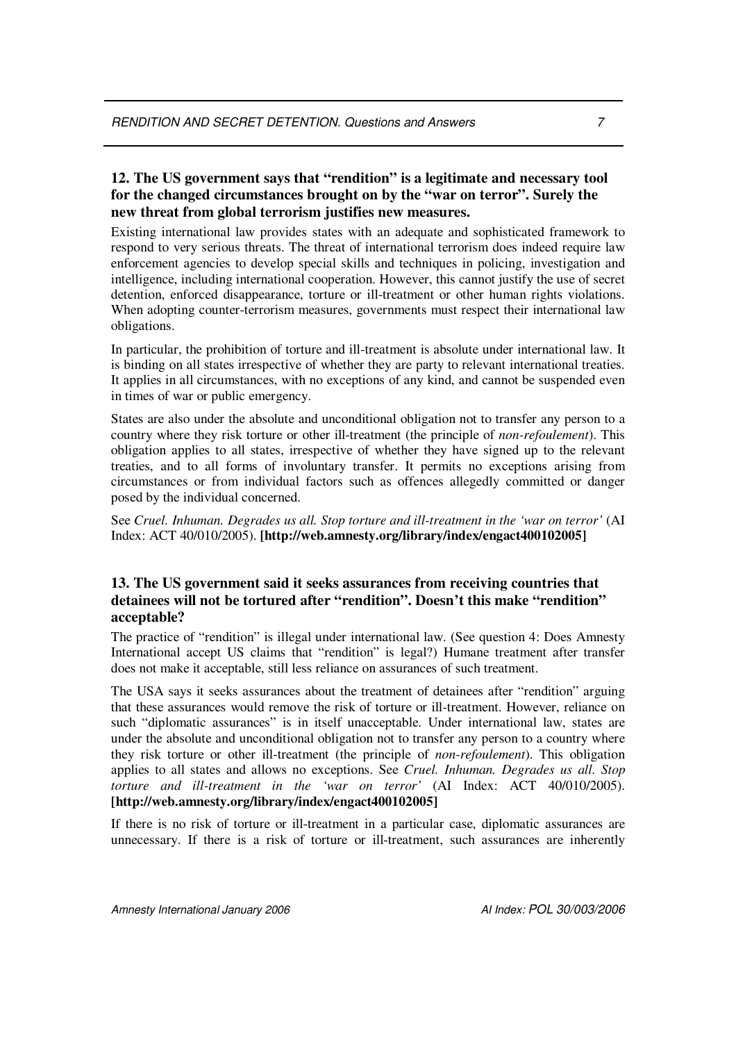### 12. The US government says that "rendition" is a legitimate and necessary tool for the changed circumstances brought on by the "war on terror". Surely the new threat from global terrorism justifies new measures.

Existing international law provides states with an adequate and sophisticated framework to respond to very serious threats. The threat of international terrorism does indeed require law enforcement agencies to develop special skills and techniques in policing, investigation and intelligence, including international cooperation. However, this cannot justify the use of secret detention, enforced disappearance, torture or ill-treatment or other human rights violations. When adopting counter-terrorism measures, governments must respect their international law obligations.

In particular, the prohibition of torture and ill-treatment is absolute under international law. It is binding on all states irrespective of whether they are party to relevant international treaties. It applies in all circumstances, with no exceptions of any kind, and cannot be suspended even in times of war or public emergency.

States are also under the absolute and unconditional obligation not to transfer any person to a country where they risk torture or other ill-treatment (the principle of *non-refoulement*). This obligation applies to all states, irrespective of whether they have signed up to the relevant treaties, and to all forms of involuntary transfer. It permits no exceptions arising from circumstances or from individual factors such as offences allegedly committed or danger posed by the individual concerned.

See *Cruel. Inhuman. Degrades us all. Stop torture and ill-treatment in the 'war on terror'* (AI Index: ACT 40/010/2005). **[http://web.amnesty.org/library/index/engact400102005]**

### 13. The US government said it seeks assurances from receiving countries that detainees will not be tortured after "rendition". Doesn't this make "rendition" acceptable?

The practice of "rendition" is illegal under international law. (See question 4: Does Amnesty International accept US claims that "rendition" is legal?) Humane treatment after transfer does not make it acceptable, still less reliance on assurances of such treatment.

The USA says it seeks assurances about the treatment of detainees after "rendition" arguing that these assurances would remove the risk of torture or ill-treatment. However, reliance on such "diplomatic assurances" is in itself unacceptable. Under international law, states are under the absolute and unconditional obligation not to transfer any person to a country where they risk torture or other ill-treatment (the principle of *non-refoulement*). This obligation applies to all states and allows no exceptions. See *Cruel. Inhuman. Degrades us all. Stop torture and ill-treatment in the 'war on terror'* (AI Index: ACT 40/010/2005). **[http://web.amnesty.org/library/index/engact400102005]**

If there is no risk of torture or ill-treatment in a particular case, diplomatic assurances are unnecessary. If there is a risk of torture or ill-treatment, such assurances are inherently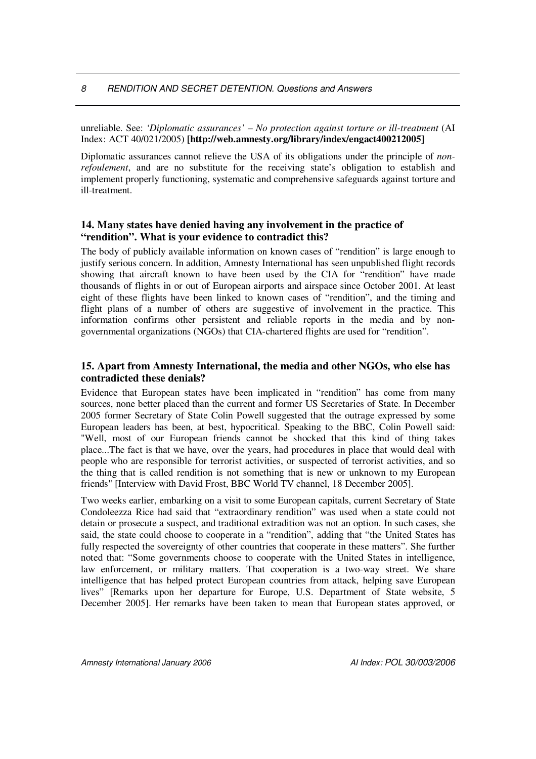unreliable. See: *'Diplomatic assurances' – No protection against torture or ill-treatment* (AI Index: ACT 40/021/2005) **[http://web.amnesty.org/library/index/engact400212005]**

Diplomatic assurances cannot relieve the USA of its obligations under the principle of *non-refoulement*, and are no substitute for the receiving state's obligation to establish and implement properly functioning, systematic and comprehensive safeguards against torture and ill-treatment.

### 14. Many states have denied having any involvement in the practice of "rendition". What is your evidence to contradict this?

The body of publicly available information on known cases of "rendition" is large enough to justify serious concern. In addition, Amnesty International has seen unpublished flight records showing that aircraft known to have been used by the CIA for "rendition" have made thousands of flights in or out of European airports and airspace since October 2001. At least eight of these flights have been linked to known cases of "rendition", and the timing and flight plans of a number of others are suggestive of involvement in the practice. This information confirms other persistent and reliable reports in the media and by non-governmental organizations (NGOs) that CIA-chartered flights are used for "rendition".

### 15. Apart from Amnesty International, the media and other NGOs, who else has contradicted these denials?

Evidence that European states have been implicated in "rendition" has come from many sources, none better placed than the current and former US Secretaries of State. In December 2005 former Secretary of State Colin Powell suggested that the outrage expressed by some European leaders has been, at best, hypocritical. Speaking to the BBC, Colin Powell said: "Well, most of our European friends cannot be shocked that this kind of thing takes place...The fact is that we have, over the years, had procedures in place that would deal with people who are responsible for terrorist activities, or suspected of terrorist activities, and so the thing that is called rendition is not something that is new or unknown to my European friends" [Interview with David Frost, BBC World TV channel, 18 December 2005].

Two weeks earlier, embarking on a visit to some European capitals, current Secretary of State Condoleezza Rice had said that "extraordinary rendition" was used when a state could not detain or prosecute a suspect, and traditional extradition was not an option. In such cases, she said, the state could choose to cooperate in a "rendition", adding that "the United States has fully respected the sovereignty of other countries that cooperate in these matters". She further noted that: "Some governments choose to cooperate with the United States in intelligence, law enforcement, or military matters. That cooperation is a two-way street. We share intelligence that has helped protect European countries from attack, helping save European lives" [Remarks upon her departure for Europe, U.S. Department of State website, 5 December 2005]. Her remarks have been taken to mean that European states approved, or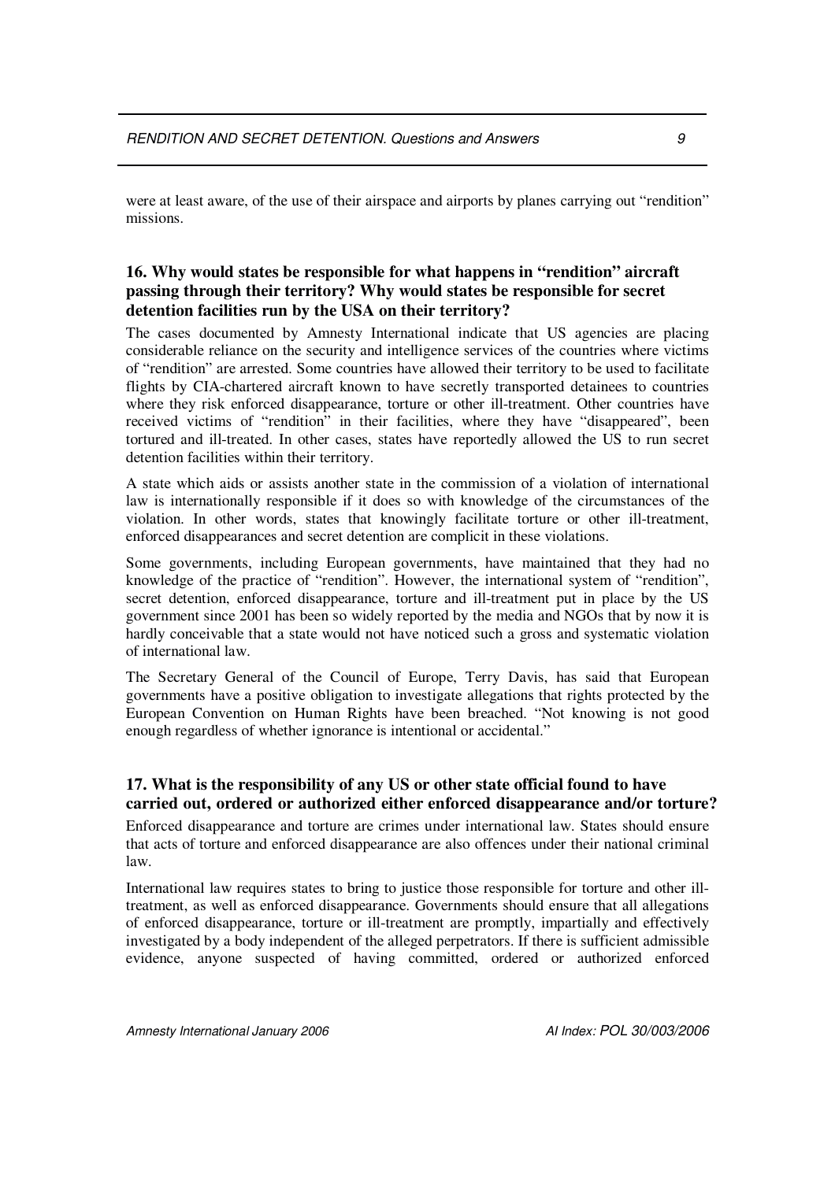were at least aware, of the use of their airspace and airports by planes carrying out "rendition" missions.

### 16. Why would states be responsible for what happens in "rendition" aircraft passing through their territory? Why would states be responsible for secret detention facilities run by the USA on their territory?

The cases documented by Amnesty International indicate that US agencies are placing considerable reliance on the security and intelligence services of the countries where victims of "rendition" are arrested. Some countries have allowed their territory to be used to facilitate flights by CIA-chartered aircraft known to have secretly transported detainees to countries where they risk enforced disappearance, torture or other ill-treatment. Other countries have received victims of "rendition" in their facilities, where they have "disappeared", been tortured and ill-treated. In other cases, states have reportedly allowed the US to run secret detention facilities within their territory.

A state which aids or assists another state in the commission of a violation of international law is internationally responsible if it does so with knowledge of the circumstances of the violation. In other words, states that knowingly facilitate torture or other ill-treatment, enforced disappearances and secret detention are complicit in these violations.

Some governments, including European governments, have maintained that they had no knowledge of the practice of "rendition". However, the international system of "rendition", secret detention, enforced disappearance, torture and ill-treatment put in place by the US government since 2001 has been so widely reported by the media and NGOs that by now it is hardly conceivable that a state would not have noticed such a gross and systematic violation of international law.

The Secretary General of the Council of Europe, Terry Davis, has said that European governments have a positive obligation to investigate allegations that rights protected by the European Convention on Human Rights have been breached. "Not knowing is not good enough regardless of whether ignorance is intentional or accidental."

### 17. What is the responsibility of any US or other state official found to have carried out, ordered or authorized either enforced disappearance and/or torture?

Enforced disappearance and torture are crimes under international law. States should ensure that acts of torture and enforced disappearance are also offences under their national criminal law.

International law requires states to bring to justice those responsible for torture and other ill-treatment, as well as enforced disappearance. Governments should ensure that all allegations of enforced disappearance, torture or ill-treatment are promptly, impartially and effectively investigated by a body independent of the alleged perpetrators. If there is sufficient admissible evidence, anyone suspected of having committed, ordered or authorized enforced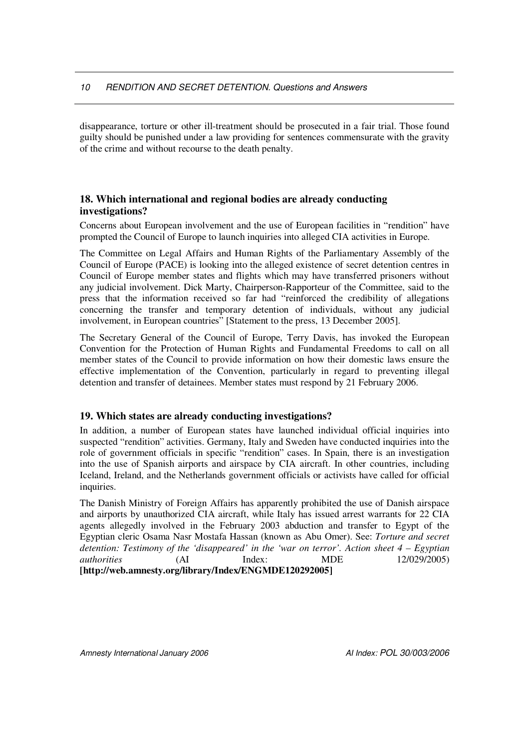disappearance, torture or other ill-treatment should be prosecuted in a fair trial. Those found guilty should be punished under a law providing for sentences commensurate with the gravity of the crime and without recourse to the death penalty.

## 18. Which international and regional bodies are already conducting investigations?

Concerns about European involvement and the use of European facilities in "rendition" have prompted the Council of Europe to launch inquiries into alleged CIA activities in Europe.

The Committee on Legal Affairs and Human Rights of the Parliamentary Assembly of the Council of Europe (PACE) is looking into the alleged existence of secret detention centres in Council of Europe member states and flights which may have transferred prisoners without any judicial involvement. Dick Marty, Chairperson-Rapporteur of the Committee, said to the press that the information received so far had "reinforced the credibility of allegations concerning the transfer and temporary detention of individuals, without any judicial involvement, in European countries" [Statement to the press, 13 December 2005].

The Secretary General of the Council of Europe, Terry Davis, has invoked the European Convention for the Protection of Human Rights and Fundamental Freedoms to call on all member states of the Council to provide information on how their domestic laws ensure the effective implementation of the Convention, particularly in regard to preventing illegal detention and transfer of detainees. Member states must respond by 21 February 2006.

## 19. Which states are already conducting investigations?

In addition, a number of European states have launched individual official inquiries into suspected "rendition" activities. Germany, Italy and Sweden have conducted inquiries into the role of government officials in specific "rendition" cases. In Spain, there is an investigation into the use of Spanish airports and airspace by CIA aircraft. In other countries, including Iceland, Ireland, and the Netherlands government officials or activists have called for official inquiries.

The Danish Ministry of Foreign Affairs has apparently prohibited the use of Danish airspace and airports by unauthorized CIA aircraft, while Italy has issued arrest warrants for 22 CIA agents allegedly involved in the February 2003 abduction and transfer to Egypt of the Egyptian cleric Osama Nasr Mostafa Hassan (known as Abu Omer). See: *Torture and secret detention: Testimony of the 'disappeared' in the 'war on terror'. Action sheet 4 – Egyptian authorities* (AI Index: MDE 12/029/2005) **[http://web.amnesty.org/library/Index/ENGMDE120292005]**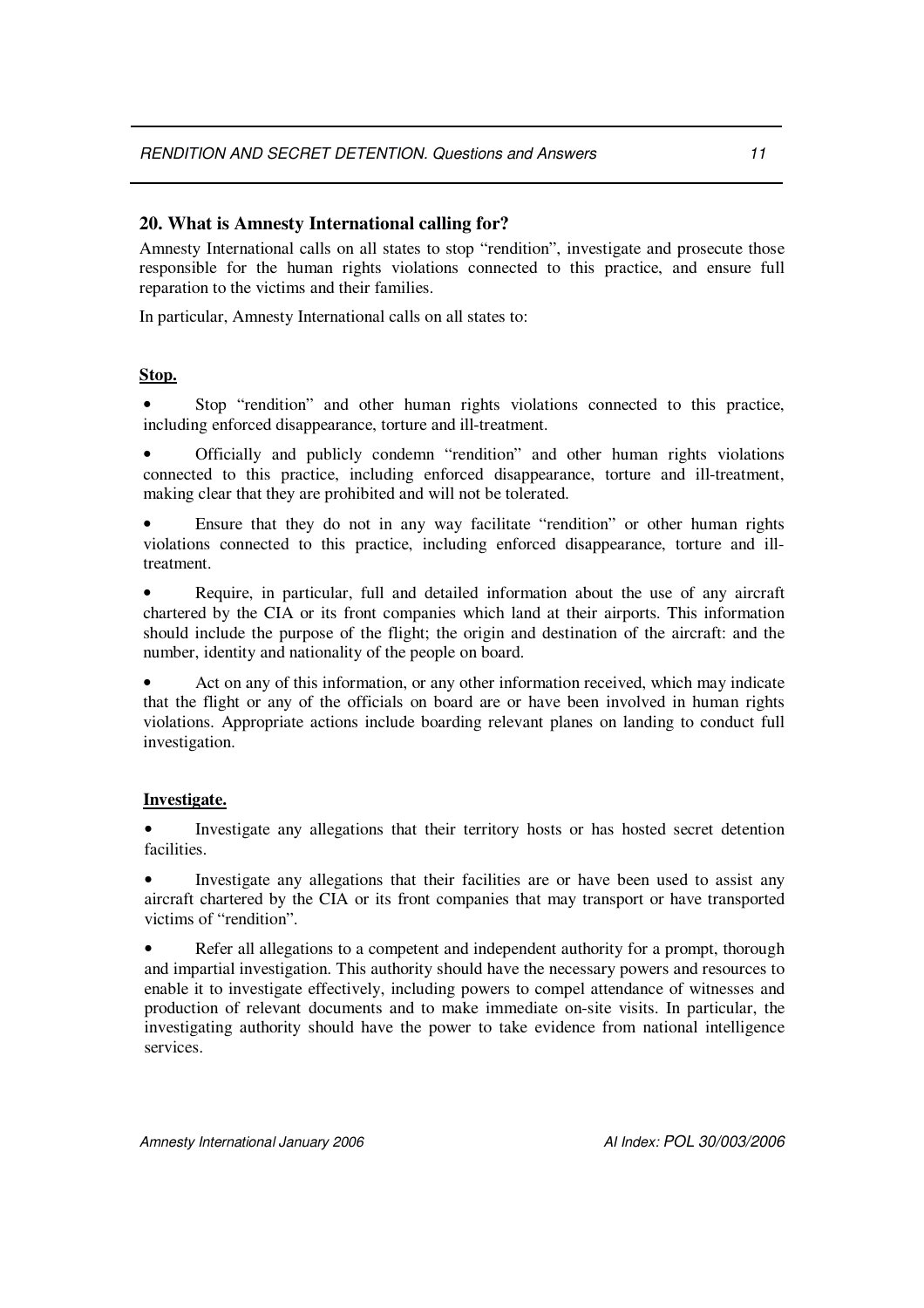## 20. What is Amnesty International calling for?

Amnesty International calls on all states to stop "rendition", investigate and prosecute those responsible for the human rights violations connected to this practice, and ensure full reparation to the victims and their families.

In particular, Amnesty International calls on all states to:

**Stop.**

- Stop "rendition" and other human rights violations connected to this practice, including enforced disappearance, torture and ill-treatment.
- Officially and publicly condemn "rendition" and other human rights violations connected to this practice, including enforced disappearance, torture and ill-treatment, making clear that they are prohibited and will not be tolerated.
- Ensure that they do not in any way facilitate "rendition" or other human rights violations connected to this practice, including enforced disappearance, torture and ill-treatment.
- Require, in particular, full and detailed information about the use of any aircraft chartered by the CIA or its front companies which land at their airports. This information should include the purpose of the flight; the origin and destination of the aircraft: and the number, identity and nationality of the people on board.
- Act on any of this information, or any other information received, which may indicate that the flight or any of the officials on board are or have been involved in human rights violations. Appropriate actions include boarding relevant planes on landing to conduct full investigation.

**Investigate.**

- Investigate any allegations that their territory hosts or has hosted secret detention facilities.
- Investigate any allegations that their facilities are or have been used to assist any aircraft chartered by the CIA or its front companies that may transport or have transported victims of "rendition".
- Refer all allegations to a competent and independent authority for a prompt, thorough and impartial investigation. This authority should have the necessary powers and resources to enable it to investigate effectively, including powers to compel attendance of witnesses and production of relevant documents and to make immediate on-site visits. In particular, the investigating authority should have the power to take evidence from national intelligence services.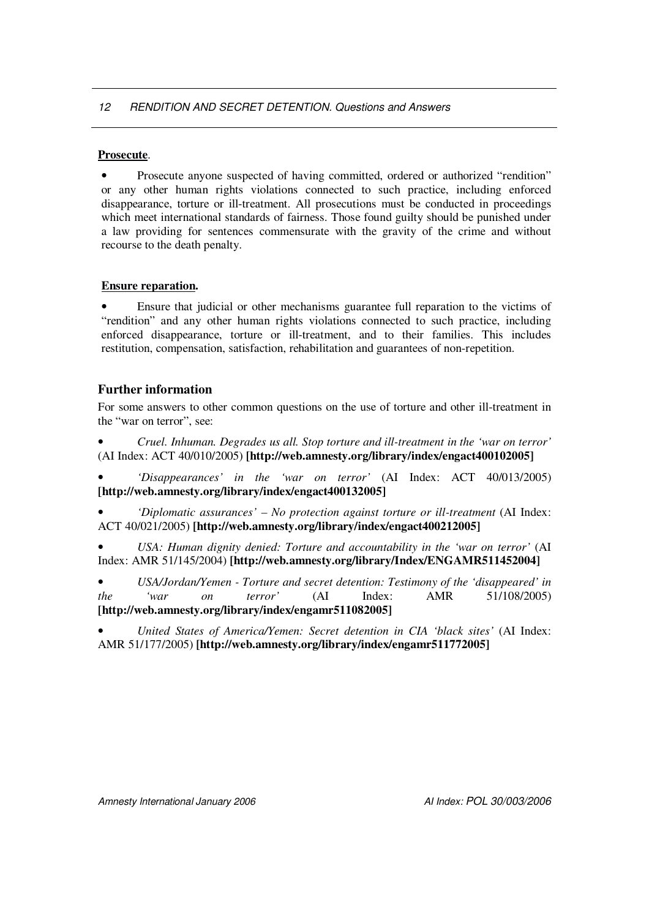**Prosecute**.

- Prosecute anyone suspected of having committed, ordered or authorized "rendition" or any other human rights violations connected to such practice, including enforced disappearance, torture or ill-treatment. All prosecutions must be conducted in proceedings which meet international standards of fairness. Those found guilty should be punished under a law providing for sentences commensurate with the gravity of the crime and without recourse to the death penalty.

**Ensure reparation.**

- Ensure that judicial or other mechanisms guarantee full reparation to the victims of "rendition" and any other human rights violations connected to such practice, including enforced disappearance, torture or ill-treatment, and to their families. This includes restitution, compensation, satisfaction, rehabilitation and guarantees of non-repetition.

## Further information

For some answers to other common questions on the use of torture and other ill-treatment in the "war on terror", see:

- *Cruel. Inhuman. Degrades us all. Stop torture and ill-treatment in the 'war on terror'* (AI Index: ACT 40/010/2005) **[http://web.amnesty.org/library/index/engact400102005]**
- *'Disappearances' in the 'war on terror'* (AI Index: ACT 40/013/2005) **[http://web.amnesty.org/library/index/engact400132005]**
- *'Diplomatic assurances' – No protection against torture or ill-treatment* (AI Index: ACT 40/021/2005) **[http://web.amnesty.org/library/index/engact400212005]**
- *USA: Human dignity denied: Torture and accountability in the 'war on terror'* (AI Index: AMR 51/145/2004) **[http://web.amnesty.org/library/Index/ENGAMR511452004]**
- *USA/Jordan/Yemen - Torture and secret detention: Testimony of the 'disappeared' in the 'war on terror'* (AI Index: AMR 51/108/2005) **[http://web.amnesty.org/library/index/engamr511082005]**
- *United States of America/Yemen: Secret detention in CIA 'black sites'* (AI Index: AMR 51/177/2005) **[http://web.amnesty.org/library/index/engamr511772005]**